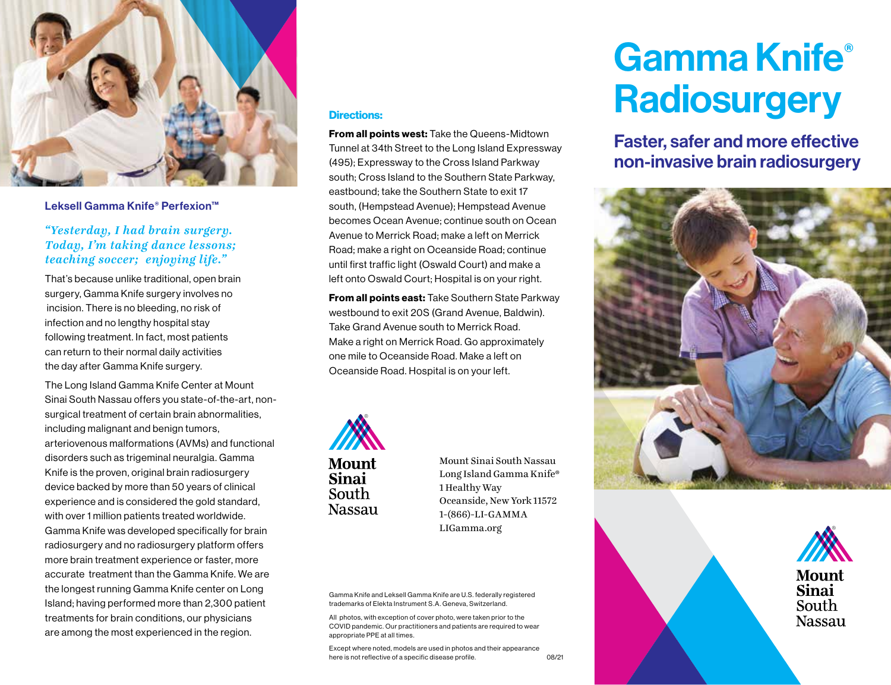# Gamma Knife® Radiosurgery

## Faster, safer and more effective non-invasive brain radiosurgery

Mount Sinai South Nassau

### Leksell Gamma Knife® Perfexion™

*"Yesterday, I had brain surgery. Today, I'm taking dance lessons; teaching soccer; enjoying life."*

That's because unlike traditional, open brain surgery, Gamma Knife surgery involves no incision. There is no bleeding, no risk of infection and no lengthy hospital stay following treatment. In fact, most patients can return to their normal daily activities the day after Gamma Knife surgery.

The Long Island Gamma Knife Center at Mount Sinai South Nassau offers you state-of-the-art, non-surgical treatment of certain brain abnormalities, including malignant and benign tumors, arteriovenous malformations (AVMs) and functional disorders such as trigeminal neuralgia. Gamma Knife is the proven, original brain radiosurgery device backed by more than 50 years of clinical experience and is considered the gold standard, with over 1 million patients treated worldwide. Gamma Knife was developed specifically for brain radiosurgery and no radiosurgery platform offers more brain treatment experience or faster, more accurate treatment than the Gamma Knife. We are the longest running Gamma Knife center on Long Island; having performed more than 2,300 patient treatments for brain conditions, our physicians are among the most experienced in the region.

### Directions:

**From all points west:** Take the Queens-Midtown Tunnel at 34th Street to the Long Island Expressway (495); Expressway to the Cross Island Parkway south; Cross Island to the Southern State Parkway, eastbound; take the Southern State to exit 17 south, (Hempstead Avenue); Hempstead Avenue becomes Ocean Avenue; continue south on Ocean Avenue to Merrick Road; make a left on Merrick Road; make a right on Oceanside Road; continue until first traffic light (Oswald Court) and make a left onto Oswald Court; Hospital is on your right.

**From all points east:** Take Southern State Parkway westbound to exit 20S (Grand Avenue, Baldwin). Take Grand Avenue south to Merrick Road. Make a right on Merrick Road. Go approximately one mile to Oceanside Road. Make a left on Oceanside Road. Hospital is on your left.

Mount Sinai South Nassau

Mount Sinai South Nassau
Long Island Gamma Knife®
1 Healthy Way
Oceanside, New York 11572
1-(866)-LI-GAMMA
LIGamma.org

Gamma Knife and Leksell Gamma Knife are U.S. federally registered trademarks of Elekta Instrument S.A. Geneva, Switzerland.

All photos, with exception of cover photo, were taken prior to the COVID pandemic. Our practitioners and patients are required to wear appropriate PPE at all times.

Except where noted, models are used in photos and their appearance here is not reflective of a specific disease profile. 08/21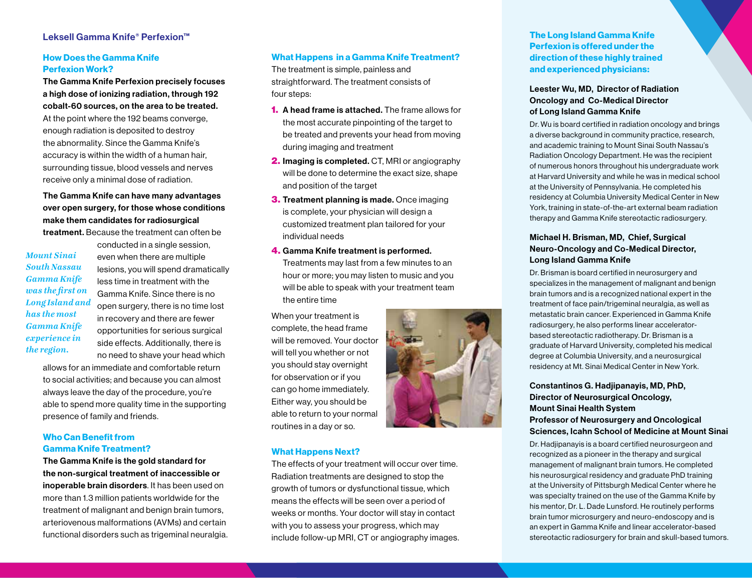**Leksell Gamma Knife® Perfexion™**

## How Does the Gamma Knife Perfexion Work?

**The Gamma Knife Perfexion precisely focuses a high dose of ionizing radiation, through 192 cobalt-60 sources, on the area to be treated.** At the point where the 192 beams converge, enough radiation is deposited to destroy the abnormality. Since the Gamma Knife's accuracy is within the width of a human hair, surrounding tissue, blood vessels and nerves receive only a minimal dose of radiation.

**The Gamma Knife can have many advantages over open surgery, for those whose conditions make them candidates for radiosurgical treatment.** Because the treatment can often be conducted in a single session, even when there are multiple lesions, you will spend dramatically less time in treatment with the Gamma Knife. Since there is no open surgery, there is no time lost in recovery and there are fewer opportunities for serious surgical side effects. Additionally, there is no need to shave your head which allows for an immediate and comfortable return to social activities; and because you can almost always leave the day of the procedure, you're able to spend more quality time in the supporting presence of family and friends.

*Mount Sinai South Nassau Gamma Knife was the first on Long Island and has the most Gamma Knife experience in the region.*

## Who Can Benefit from Gamma Knife Treatment?

**The Gamma Knife is the gold standard for the non-surgical treatment of inaccessible or inoperable brain disorders**. It has been used on more than 1.3 million patients worldwide for the treatment of malignant and benign brain tumors, arteriovenous malformations (AVMs) and certain functional disorders such as trigeminal neuralgia.

## What Happens in a Gamma Knife Treatment?

The treatment is simple, painless and straightforward. The treatment consists of four steps:

1. **A head frame is attached.** The frame allows for the most accurate pinpointing of the target to be treated and prevents your head from moving during imaging and treatment
2. **Imaging is completed.** CT, MRI or angiography will be done to determine the exact size, shape and position of the target
3. **Treatment planning is made.** Once imaging is complete, your physician will design a customized treatment plan tailored for your individual needs
4. **Gamma Knife treatment is performed.** Treatments may last from a few minutes to an hour or more; you may listen to music and you will be able to speak with your treatment team the entire time

When your treatment is complete, the head frame will be removed. Your doctor will tell you whether or not you should stay overnight for observation or if you can go home immediately. Either way, you should be able to return to your normal routines in a day or so.

## What Happens Next?

The effects of your treatment will occur over time. Radiation treatments are designed to stop the growth of tumors or dysfunctional tissue, which means the effects will be seen over a period of weeks or months. Your doctor will stay in contact with you to assess your progress, which may include follow-up MRI, CT or angiography images.

## The Long Island Gamma Knife Perfexion is offered under the direction of these highly trained and experienced physicians:

### Leester Wu, MD, Director of Radiation Oncology and Co-Medical Director of Long Island Gamma Knife

Dr. Wu is board certified in radiation oncology and brings a diverse background in community practice, research, and academic training to Mount Sinai South Nassau's Radiation Oncology Department. He was the recipient of numerous honors throughout his undergraduate work at Harvard University and while he was in medical school at the University of Pennsylvania. He completed his residency at Columbia University Medical Center in New York, training in state-of-the-art external beam radiation therapy and Gamma Knife stereotactic radiosurgery.

### Michael H. Brisman, MD, Chief, Surgical Neuro-Oncology and Co-Medical Director, Long Island Gamma Knife

Dr. Brisman is board certified in neurosurgery and specializes in the management of malignant and benign brain tumors and is a recognized national expert in the treatment of face pain/trigeminal neuralgia, as well as metastatic brain cancer. Experienced in Gamma Knife radiosurgery, he also performs linear accelerator-based stereotactic radiotherapy. Dr. Brisman is a graduate of Harvard University, completed his medical degree at Columbia University, and a neurosurgical residency at Mt. Sinai Medical Center in New York.

### Constantinos G. Hadjipanayis, MD, PhD, Director of Neurosurgical Oncology, Mount Sinai Health System Professor of Neurosurgery and Oncological Sciences, Icahn School of Medicine at Mount Sinai

Dr. Hadjipanayis is a board certified neurosurgeon and recognized as a pioneer in the therapy and surgical management of malignant brain tumors. He completed his neurosurgical residency and graduate PhD training at the University of Pittsburgh Medical Center where he was specialty trained on the use of the Gamma Knife by his mentor, Dr. L. Dade Lunsford. He routinely performs brain tumor microsurgery and neuro-endoscopy and is an expert in Gamma Knife and linear accelerator-based stereotactic radiosurgery for brain and skull-based tumors.